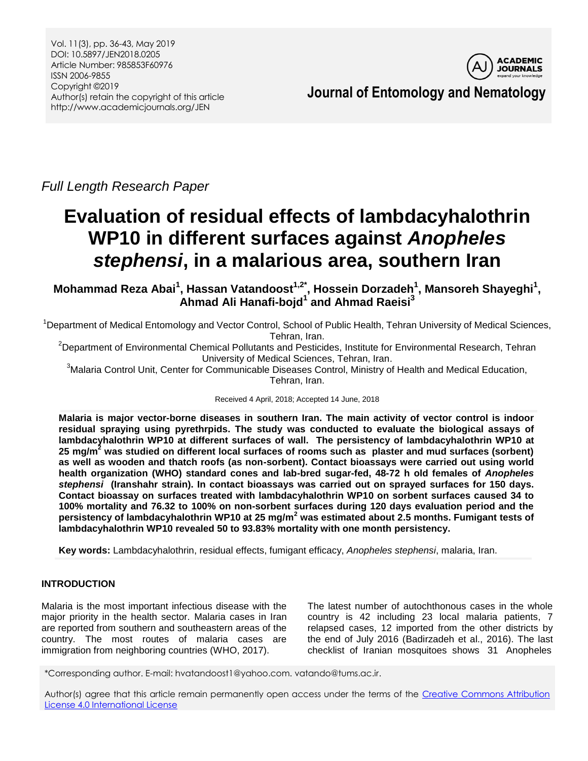Full Length Research Paper

# Evaluation of residual effects of lambdacyhalothrin WP10 in different surfaces against *Anopheles stephensi*, in a malarious area, southern Iran

**Mohammad Reza Abai[1], Hassan Vatandoost[1,2*], Hossein Dorzadeh[1], Mansoreh Shayeghi[1], Ahmad Ali Hanafi-bojd[1] and Ahmad Raeisi[3]**

[1]Department of Medical Entomology and Vector Control, School of Public Health, Tehran University of Medical Sciences, Tehran, Iran.

[2]Department of Environmental Chemical Pollutants and Pesticides, Institute for Environmental Research, Tehran University of Medical Sciences, Tehran, Iran.

[3]Malaria Control Unit, Center for Communicable Diseases Control, Ministry of Health and Medical Education, Tehran, Iran.

Received 4 April, 2018; Accepted 14 June, 2018

**Malaria is major vector-borne diseases in southern Iran. The main activity of vector control is indoor residual spraying using pyrethrpids. The study was conducted to evaluate the biological assays of lambdacyhalothrin WP10 at different surfaces of wall. The persistency of lambdacyhalothrin WP10 at 25 mg/m$^2$ was studied on different local surfaces of rooms such as plaster and mud surfaces (sorbent) as well as wooden and thatch roofs (as non-sorbent). Contact bioassays were carried out using world health organization (WHO) standard cones and lab-bred sugar-fed, 48-72 h old females of *Anopheles stephensi* (Iranshahr strain). In contact bioassays was carried out on sprayed surfaces for 150 days. Contact bioassay on surfaces treated with lambdacyhalothrin WP10 on sorbent surfaces caused 34 to 100% mortality and 76.32 to 100% on non-sorbent surfaces during 120 days evaluation period and the persistency of lambdacyhalothrin WP10 at 25 mg/m$^2$ was estimated about 2.5 months. Fumigant tests of lambdacyhalothrin WP10 revealed 50 to 93.83% mortality with one month persistency.**

**Key words:** Lambdacyhalothrin, residual effects, fumigant efficacy, *Anopheles stephensi*, malaria, Iran.

## INTRODUCTION

Malaria is the most important infectious disease with the major priority in the health sector. Malaria cases in Iran are reported from southern and southeastern areas of the country. The most routes of malaria cases are immigration from neighboring countries (WHO, 2017).

The latest number of autochthonous cases in the whole country is 42 including 23 local malaria patients, 7 relapsed cases, 12 imported from the other districts by the end of July 2016 (Badirzadeh et al., 2016). The last checklist of Iranian mosquitoes shows 31 Anopheles

*Corresponding author. E-mail: hvatandoost1@yahoo.com. vatando@tums.ac.ir.

Author(s) agree that this article remain permanently open access under the terms of the Creative Commons Attribution License 4.0 International License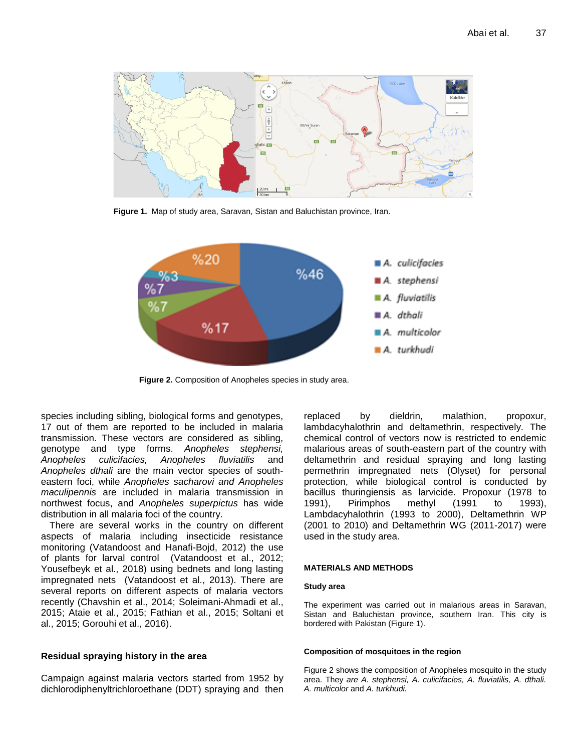Figure 1. Map of study area, Saravan, Sistan and Baluchistan province, Iran.

Figure 2. Composition of Anopheles species in study area.

species including sibling, biological forms and genotypes, 17 out of them are reported to be included in malaria transmission. These vectors are considered as sibling, genotype and type forms. *Anopheles stephensi, Anopheles culicifacies, Anopheles fluviatilis* and *Anopheles dthali* are the main vector species of south-eastern foci, while *Anopheles sacharovi and Anopheles maculipennis* are included in malaria transmission in northwest focus, and *Anopheles superpictus* has wide distribution in all malaria foci of the country.

There are several works in the country on different aspects of malaria including insecticide resistance monitoring (Vatandoost and Hanafi-Bojd, 2012) the use of plants for larval control (Vatandoost et al., 2012; Yousefbeyk et al., 2018) using bednets and long lasting impregnated nets (Vatandoost et al., 2013). There are several reports on different aspects of malaria vectors recently (Chavshin et al., 2014; Soleimani-Ahmadi et al., 2015; Ataie et al., 2015; Fathian et al., 2015; Soltani et al., 2015; Gorouhi et al., 2016).

## Residual spraying history in the area

Campaign against malaria vectors started from 1952 by dichlorodiphenyltrichloroethane (DDT) spraying and then replaced by dieldrin, malathion, propoxur, lambdacyhalothrin and deltamethrin, respectively. The chemical control of vectors now is restricted to endemic malarious areas of south-eastern part of the country with deltamethrin and residual spraying and long lasting permethrin impregnated nets (Olyset) for personal protection, while biological control is conducted by bacillus thuringiensis as larvicide. Propoxur (1978 to 1991), Pirimphos methyl (1991 to 1993), Lambdacyhalothrin (1993 to 2000), Deltamethrin WP (2001 to 2010) and Deltamethrin WG (2011-2017) were used in the study area.

## MATERIALS AND METHODS

### Study area

The experiment was carried out in malarious areas in Saravan, Sistan and Baluchistan province, southern Iran. This city is bordered with Pakistan (Figure 1).

### Composition of mosquitoes in the region

Figure 2 shows the composition of Anopheles mosquito in the study area. They *are A. stephensi, A. culicifacies, A. fluviatilis, A. dthali. A. multicolor* and *A. turkhudi.*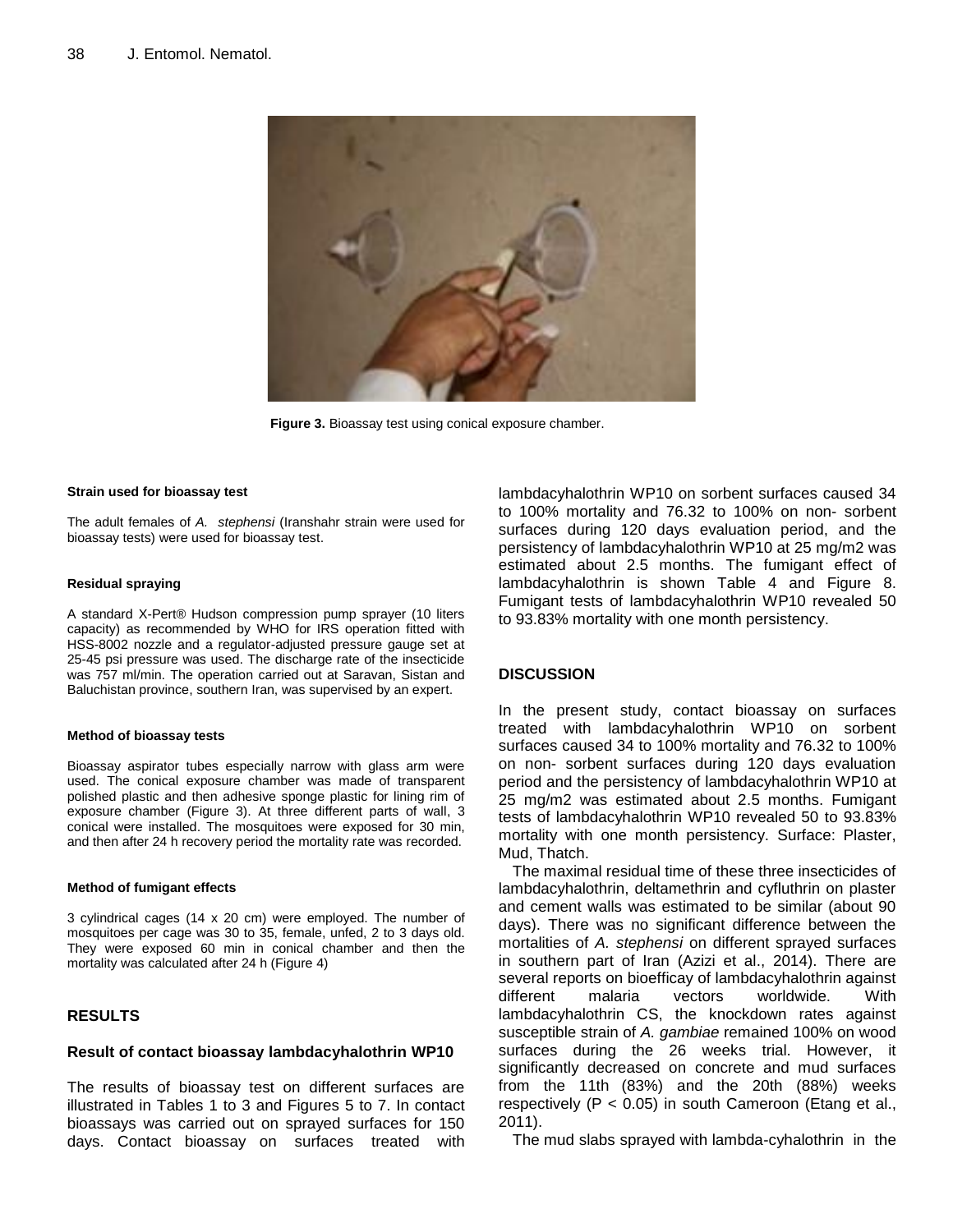Figure 3. Bioassay test using conical exposure chamber.

#### Strain used for bioassay test

The adult females of *A. stephensi* (Iranshahr strain were used for bioassay tests) were used for bioassay test.

#### Residual spraying

A standard X-Pert® Hudson compression pump sprayer (10 liters capacity) as recommended by WHO for IRS operation fitted with HSS-8002 nozzle and a regulator-adjusted pressure gauge set at 25-45 psi pressure was used. The discharge rate of the insecticide was 757 ml/min. The operation carried out at Saravan, Sistan and Baluchistan province, southern Iran, was supervised by an expert.

#### Method of bioassay tests

Bioassay aspirator tubes especially narrow with glass arm were used. The conical exposure chamber was made of transparent polished plastic and then adhesive sponge plastic for lining rim of exposure chamber (Figure 3). At three different parts of wall, 3 conical were installed. The mosquitoes were exposed for 30 min, and then after 24 h recovery period the mortality rate was recorded.

#### Method of fumigant effects

3 cylindrical cages (14 x 20 cm) were employed. The number of mosquitoes per cage was 30 to 35, female, unfed, 2 to 3 days old. They were exposed 60 min in conical chamber and then the mortality was calculated after 24 h (Figure 4)

## RESULTS

### Result of contact bioassay lambdacyhalothrin WP10

The results of bioassay test on different surfaces are illustrated in Tables 1 to 3 and Figures 5 to 7. In contact bioassays was carried out on sprayed surfaces for 150 days. Contact bioassay on surfaces treated with lambdacyhalothrin WP10 on sorbent surfaces caused 34 to 100% mortality and 76.32 to 100% on non- sorbent surfaces during 120 days evaluation period, and the persistency of lambdacyhalothrin WP10 at 25 mg/m2 was estimated about 2.5 months. The fumigant effect of lambdacyhalothrin is shown Table 4 and Figure 8. Fumigant tests of lambdacyhalothrin WP10 revealed 50 to 93.83% mortality with one month persistency.

## DISCUSSION

In the present study, contact bioassay on surfaces treated with lambdacyhalothrin WP10 on sorbent surfaces caused 34 to 100% mortality and 76.32 to 100% on non- sorbent surfaces during 120 days evaluation period and the persistency of lambdacyhalothrin WP10 at 25 mg/m2 was estimated about 2.5 months. Fumigant tests of lambdacyhalothrin WP10 revealed 50 to 93.83% mortality with one month persistency. Surface: Plaster, Mud, Thatch.

The maximal residual time of these three insecticides of lambdacyhalothrin, deltamethrin and cyfluthrin on plaster and cement walls was estimated to be similar (about 90 days). There was no significant difference between the mortalities of *A. stephensi* on different sprayed surfaces in southern part of Iran (Azizi et al., 2014). There are several reports on bioefficacy of lambdacyhalothrin against different malaria vectors worldwide. With lambdacyhalothrin CS, the knockdown rates against susceptible strain of *A. gambiae* remained 100% on wood surfaces during the 26 weeks trial. However, it significantly decreased on concrete and mud surfaces from the 11th (83%) and the 20th (88%) weeks respectively ($P < 0.05$) in south Cameroon (Etang et al., 2011).

The mud slabs sprayed with lambda-cyhalothrin in the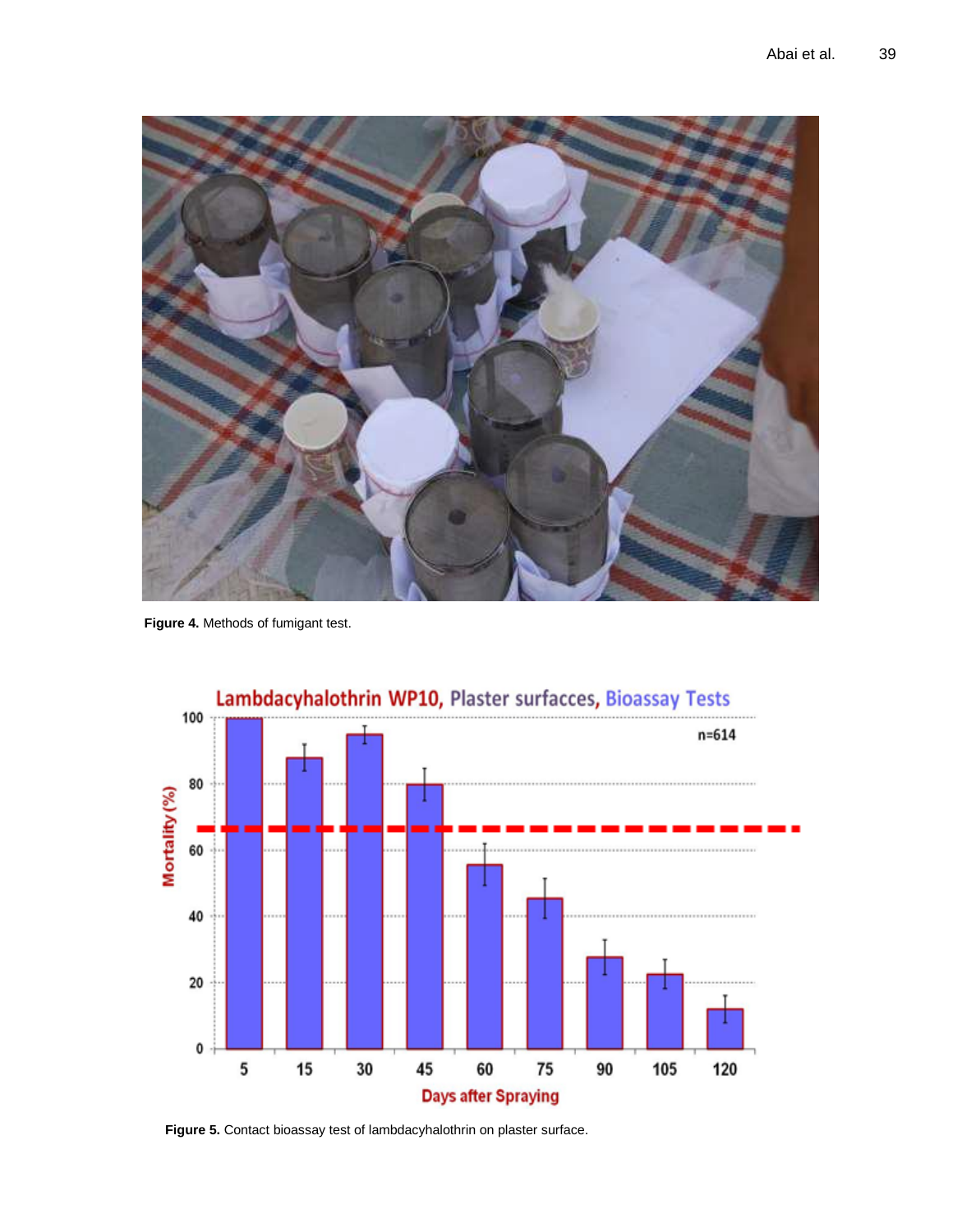Figure 4. Methods of fumigant test.

Figure 5. Contact bioassay test of lambdacyhalothrin on plaster surface.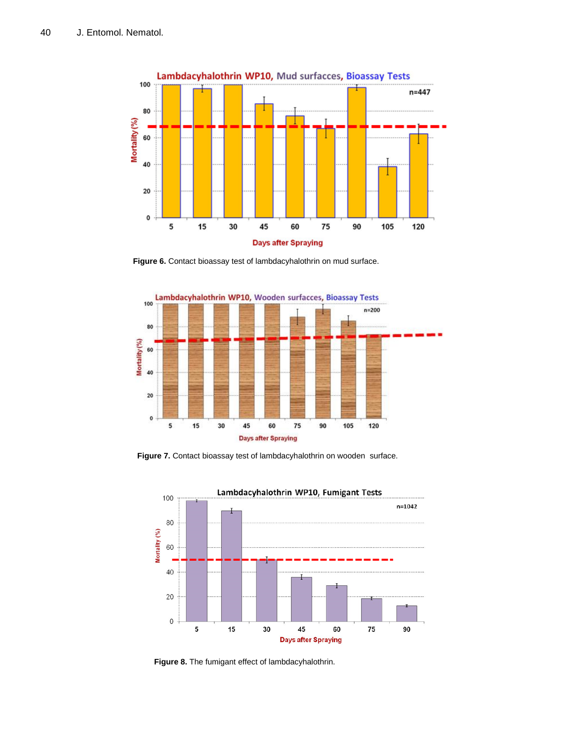**Figure 6.** Contact bioassay test of lambdacyhalothrin on mud surface.

**Figure 7.** Contact bioassay test of lambdacyhalothrin on wooden surface.

**Figure 8.** The fumigant effect of lambdacyhalothrin.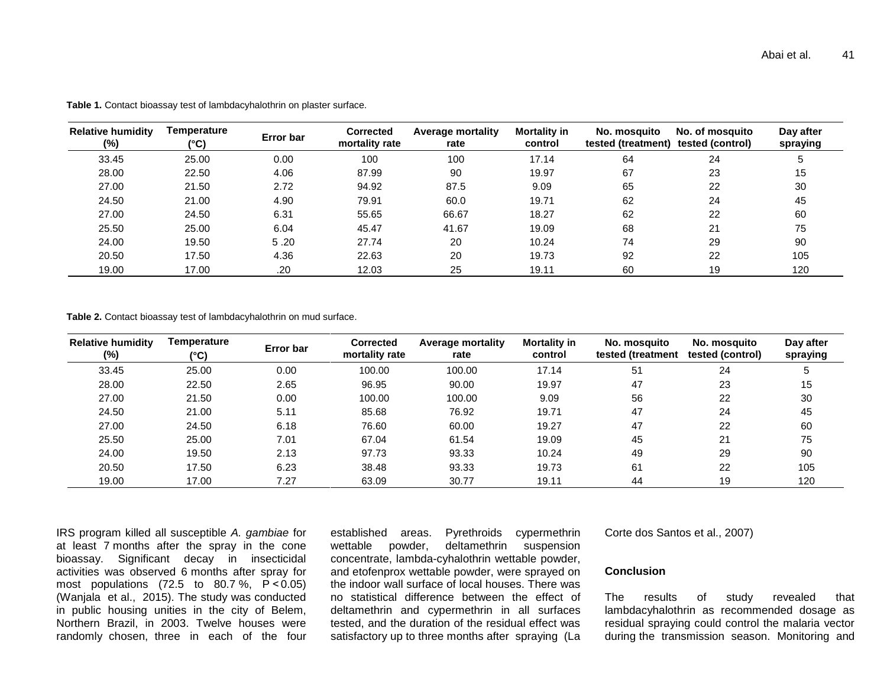**Table 1.** Contact bioassay test of lambdacyhalothrin on plaster surface.

| Relative humidity (%) | Temperature (°C) | Error bar | Corrected mortality rate | Average mortality rate | Mortality in control | No. mosquito tested (treatment) | No. of mosquito tested (control) | Day after spraying |
|---|---|---|---|---|---|---|---|---|
| 33.45 | 25.00 | 0.00 | 100 | 100 | 17.14 | 64 | 24 | 5 |
| 28.00 | 22.50 | 4.06 | 87.99 | 90 | 19.97 | 67 | 23 | 15 |
| 27.00 | 21.50 | 2.72 | 94.92 | 87.5 | 9.09 | 65 | 22 | 30 |
| 24.50 | 21.00 | 4.90 | 79.91 | 60.0 | 19.71 | 62 | 24 | 45 |
| 27.00 | 24.50 | 6.31 | 55.65 | 66.67 | 18.27 | 62 | 22 | 60 |
| 25.50 | 25.00 | 6.04 | 45.47 | 41.67 | 19.09 | 68 | 21 | 75 |
| 24.00 | 19.50 | 5 .20 | 27.74 | 20 | 10.24 | 74 | 29 | 90 |
| 20.50 | 17.50 | 4.36 | 22.63 | 20 | 19.73 | 92 | 22 | 105 |
| 19.00 | 17.00 | .20 | 12.03 | 25 | 19.11 | 60 | 19 | 120 |

**Table 2.** Contact bioassay test of lambdacyhalothrin on mud surface.

| Relative humidity (%) | Temperature (°C) | Error bar | Corrected mortality rate | Average mortality rate | Mortality in control | No. mosquito tested (treatment | No. mosquito tested (control) | Day after spraying |
|---|---|---|---|---|---|---|---|---|
| 33.45 | 25.00 | 0.00 | 100.00 | 100.00 | 17.14 | 51 | 24 | 5 |
| 28.00 | 22.50 | 2.65 | 96.95 | 90.00 | 19.97 | 47 | 23 | 15 |
| 27.00 | 21.50 | 0.00 | 100.00 | 100.00 | 9.09 | 56 | 22 | 30 |
| 24.50 | 21.00 | 5.11 | 85.68 | 76.92 | 19.71 | 47 | 24 | 45 |
| 27.00 | 24.50 | 6.18 | 76.60 | 60.00 | 19.27 | 47 | 22 | 60 |
| 25.50 | 25.00 | 7.01 | 67.04 | 61.54 | 19.09 | 45 | 21 | 75 |
| 24.00 | 19.50 | 2.13 | 97.73 | 93.33 | 10.24 | 49 | 29 | 90 |
| 20.50 | 17.50 | 6.23 | 38.48 | 93.33 | 19.73 | 61 | 22 | 105 |
| 19.00 | 17.00 | 7.27 | 63.09 | 30.77 | 19.11 | 44 | 19 | 120 |

IRS program killed all susceptible *A. gambiae* for at least 7 months after the spray in the cone bioassay. Significant decay in insecticidal activities was observed 6 months after spray for most populations (72.5 to 80.7 %, $P < 0.05$) (Wanjala et al., 2015). The study was conducted in public housing unities in the city of Belem, Northern Brazil, in 2003. Twelve houses were randomly chosen, three in each of the four established areas. Pyrethroids cypermethrin wettable powder, deltamethrin suspension concentrate, lambda-cyhalothrin wettable powder, and etofenprox wettable powder, were sprayed on the indoor wall surface of local houses. There was no statistical difference between the effect of deltamethrin and cypermethrin in all surfaces tested, and the duration of the residual effect was satisfactory up to three months after spraying (La Corte dos Santos et al., 2007)

## Conclusion

The results of study revealed that lambdacyhalothrin as recommended dosage as residual spraying could control the malaria vector during the transmission season. Monitoring and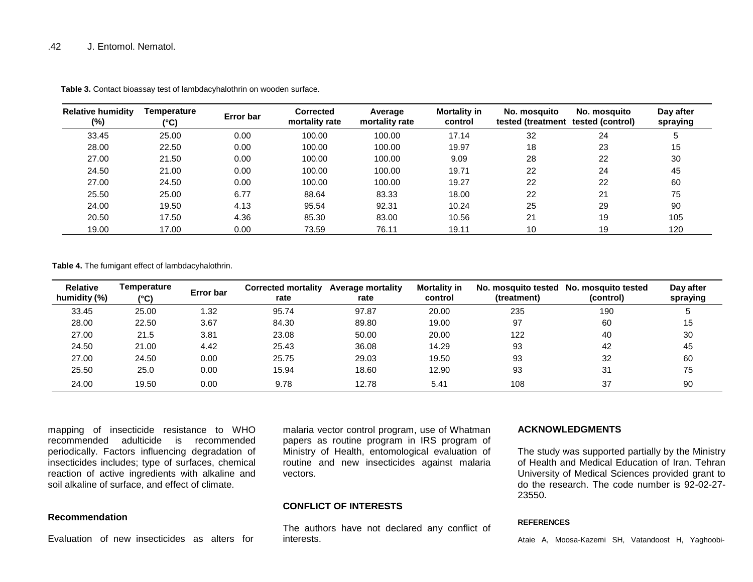**Table 3.** Contact bioassay test of lambdacyhalothrin on wooden surface.

| Relative humidity (%) | Temperature (°C) | Error bar | Corrected mortality rate | Average mortality rate | Mortality in control | No. mosquito tested (treatment | No. mosquito tested (control) | Day after spraying |
|---|---|---|---|---|---|---|---|---|
| 33.45 | 25.00 | 0.00 | 100.00 | 100.00 | 17.14 | 32 | 24 | 5 |
| 28.00 | 22.50 | 0.00 | 100.00 | 100.00 | 19.97 | 18 | 23 | 15 |
| 27.00 | 21.50 | 0.00 | 100.00 | 100.00 | 9.09 | 28 | 22 | 30 |
| 24.50 | 21.00 | 0.00 | 100.00 | 100.00 | 19.71 | 22 | 24 | 45 |
| 27.00 | 24.50 | 0.00 | 100.00 | 100.00 | 19.27 | 22 | 22 | 60 |
| 25.50 | 25.00 | 6.77 | 88.64 | 83.33 | 18.00 | 22 | 21 | 75 |
| 24.00 | 19.50 | 4.13 | 95.54 | 92.31 | 10.24 | 25 | 29 | 90 |
| 20.50 | 17.50 | 4.36 | 85.30 | 83.00 | 10.56 | 21 | 19 | 105 |
| 19.00 | 17.00 | 0.00 | 73.59 | 76.11 | 19.11 | 10 | 19 | 120 |

**Table 4.** The fumigant effect of lambdacyhalothrin.

| Relative humidity (%) | Temperature (°C) | Error bar | Corrected mortality rate | Average mortality rate | Mortality in control | No. mosquito tested (treatment) | No. mosquito tested (control) | Day after spraying |
|---|---|---|---|---|---|---|---|---|
| 33.45 | 25.00 | 1.32 | 95.74 | 97.87 | 20.00 | 235 | 190 | 5 |
| 28.00 | 22.50 | 3.67 | 84.30 | 89.80 | 19.00 | 97 | 60 | 15 |
| 27.00 | 21.5 | 3.81 | 23.08 | 50.00 | 20.00 | 122 | 40 | 30 |
| 24.50 | 21.00 | 4.42 | 25.43 | 36.08 | 14.29 | 93 | 42 | 45 |
| 27.00 | 24.50 | 0.00 | 25.75 | 29.03 | 19.50 | 93 | 32 | 60 |
| 25.50 | 25.0 | 0.00 | 15.94 | 18.60 | 12.90 | 93 | 31 | 75 |
| 24.00 | 19.50 | 0.00 | 9.78 | 12.78 | 5.41 | 108 | 37 | 90 |

mapping of insecticide resistance to WHO recommended adulticide is recommended periodically. Factors influencing degradation of insecticides includes; type of surfaces, chemical reaction of active ingredients with alkaline and soil alkaline of surface, and effect of climate.

### Recommendation

Evaluation of new insecticides as alters for malaria vector control program, use of Whatman papers as routine program in IRS program of Ministry of Health, entomological evaluation of routine and new insecticides against malaria vectors.

## CONFLICT OF INTERESTS

The authors have not declared any conflict of interests.

## ACKNOWLEDGMENTS

The study was supported partially by the Ministry of Health and Medical Education of Iran. Tehran University of Medical Sciences provided grant to do the research. The code number is 92-02-27-23550.

## REFERENCES

Ataie A, Moosa-Kazemi SH, Vatandoost H, Yaghoobi-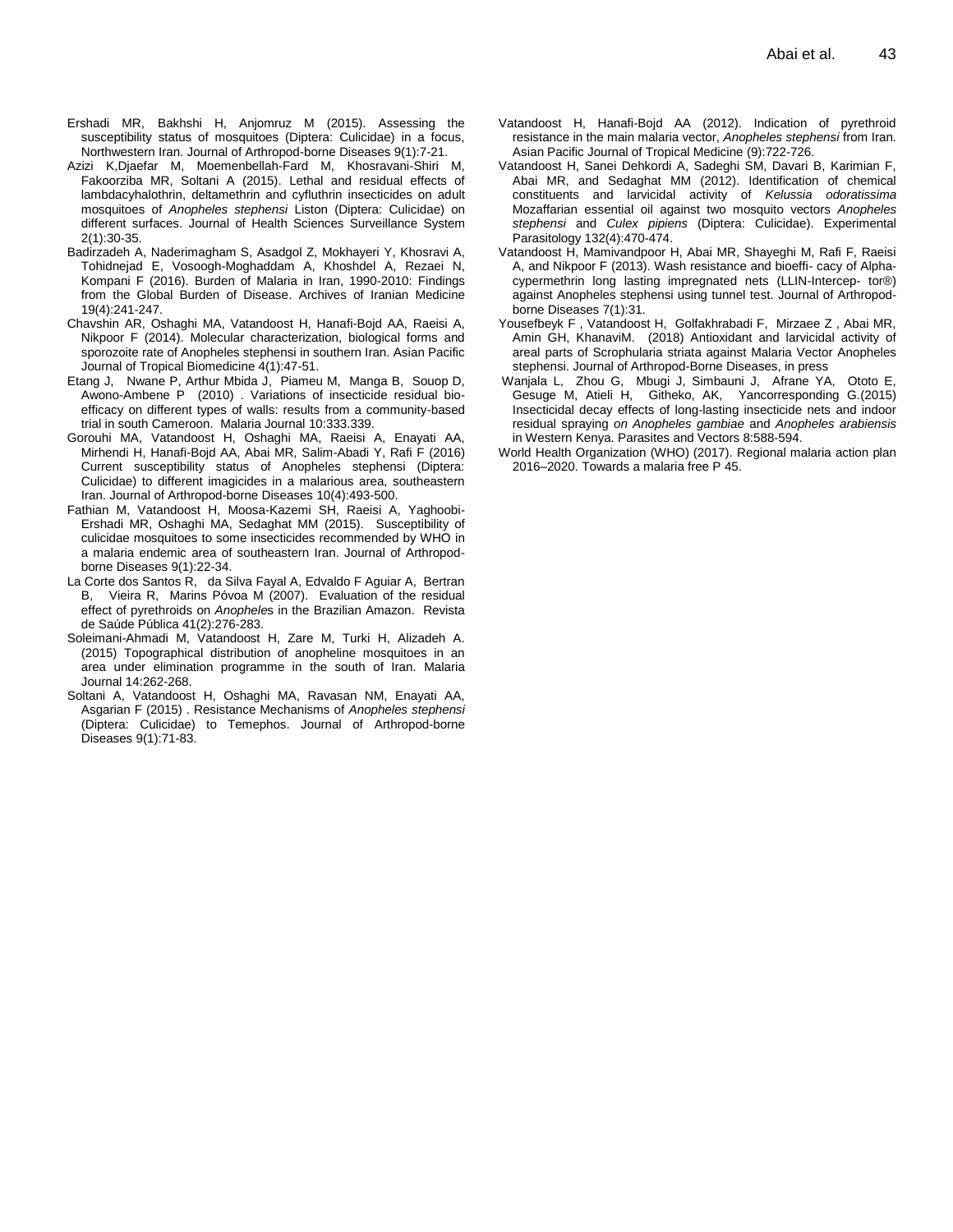Ershadi MR, Bakhshi H, Anjomruz M (2015). Assessing the susceptibility status of mosquitoes (Diptera: Culicidae) in a focus, Northwestern Iran. Journal of Arthropod-borne Diseases 9(1):7-21.

Azizi K,Djaefar M, Moemenbellah-Fard M, Khosravani-Shiri M, Fakoorziba MR, Soltani A (2015). Lethal and residual effects of lambdacyhalothrin, deltamethrin and cyfluthrin insecticides on adult mosquitoes of *Anopheles stephensi* Liston (Diptera: Culicidae) on different surfaces. Journal of Health Sciences Surveillance System 2(1):30-35.

Badirzadeh A, Naderimagham S, Asadgol Z, Mokhayeri Y, Khosravi A, Tohidnejad E, Vosoogh-Moghaddam A, Khoshdel A, Rezaei N, Kompani F (2016). Burden of Malaria in Iran, 1990-2010: Findings from the Global Burden of Disease. Archives of Iranian Medicine 19(4):241-247.

Chavshin AR, Oshaghi MA, Vatandoost H, Hanafi-Bojd AA, Raeisi A, Nikpoor F (2014). Molecular characterization, biological forms and sporozoite rate of Anopheles stephensi in southern Iran. Asian Pacific Journal of Tropical Biomedicine 4(1):47-51.

Etang J, Nwane P, Arthur Mbida J, Piameu M, Manga B, Souop D, Awono-Ambene P (2010) . Variations of insecticide residual bio-efficacy on different types of walls: results from a community-based trial in south Cameroon. Malaria Journal 10:333.339.

Gorouhi MA, Vatandoost H, Oshaghi MA, Raeisi A, Enayati AA, Mirhendi H, Hanafi-Bojd AA, Abai MR, Salim-Abadi Y, Rafi F (2016) Current susceptibility status of Anopheles stephensi (Diptera: Culicidae) to different imagicides in a malarious area, southeastern Iran. Journal of Arthropod-borne Diseases 10(4):493-500.

Fathian M, Vatandoost H, Moosa-Kazemi SH, Raeisi A, Yaghoobi-Ershadi MR, Oshaghi MA, Sedaghat MM (2015). Susceptibility of culicidae mosquitoes to some insecticides recommended by WHO in a malaria endemic area of southeastern Iran. Journal of Arthropod-borne Diseases 9(1):22-34.

La Corte dos Santos R, da Silva Fayal A, Edvaldo F Aguiar A, Bertran B, Vieira R, Marins Póvoa M (2007). Evaluation of the residual effect of pyrethroids on *Anophele*s in the Brazilian Amazon. Revista de Saúde Pública 41(2):276-283.

Soleimani-Ahmadi M, Vatandoost H, Zare M, Turki H, Alizadeh A. (2015) Topographical distribution of anopheline mosquitoes in an area under elimination programme in the south of Iran. Malaria Journal 14:262-268.

Soltani A, Vatandoost H, Oshaghi MA, Ravasan NM, Enayati AA, Asgarian F (2015) . Resistance Mechanisms of *Anopheles stephensi* (Diptera: Culicidae) to Temephos. Journal of Arthropod-borne Diseases 9(1):71-83.

Vatandoost H, Hanafi-Bojd AA (2012). Indication of pyrethroid resistance in the main malaria vector, *Anopheles stephensi* from Iran. Asian Pacific Journal of Tropical Medicine (9):722-726.

Vatandoost H, Sanei Dehkordi A, Sadeghi SM, Davari B, Karimian F, Abai MR, and Sedaghat MM (2012). Identification of chemical constituents and larvicidal activity of *Kelussia odoratissima* Mozaffarian essential oil against two mosquito vectors *Anopheles stephensi* and *Culex pipiens* (Diptera: Culicidae). Experimental Parasitology 132(4):470-474.

Vatandoost H, Mamivandpoor H, Abai MR, Shayeghi M, Rafi F, Raeisi A, and Nikpoor F (2013). Wash resistance and bioeffi- cacy of Alpha-cypermethrin long lasting impregnated nets (LLIN-Intercep- tor®) against Anopheles stephensi using tunnel test. Journal of Arthropod-borne Diseases 7(1):31.

Yousefbeyk F , Vatandoost H, Golfakhrabadi F, Mirzaee Z , Abai MR, Amin GH, KhanaviM. (2018) Antioxidant and larvicidal activity of areal parts of Scrophularia striata against Malaria Vector Anopheles stephensi. Journal of Arthropod-Borne Diseases, in press

Wanjala L, Zhou G, Mbugi J, Simbauni J, Afrane YA, Ototo E, Gesuge M, Atieli H, Githeko, AK, Yancorresponding G.(2015) Insecticidal decay effects of long-lasting insecticide nets and indoor residual spraying *on Anopheles gambiae* and *Anopheles arabiensis* in Western Kenya. Parasites and Vectors 8:588-594.

World Health Organization (WHO) (2017). Regional malaria action plan 2016–2020. Towards a malaria free P 45.